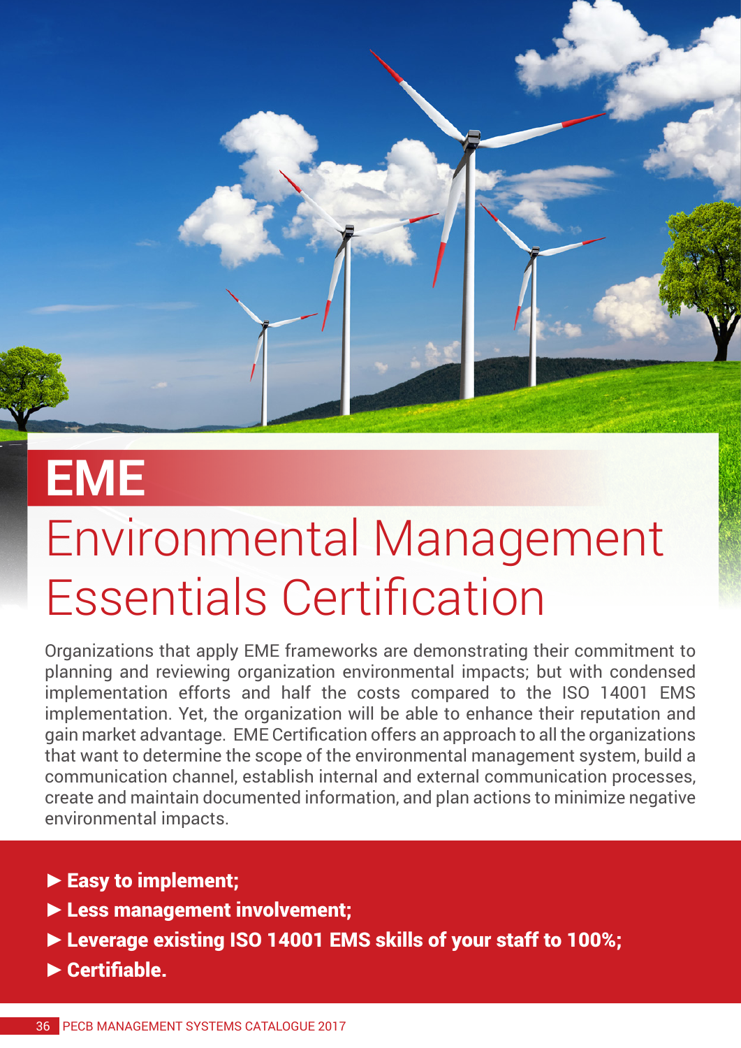# EME

## Environmental Management Essentials Certification

Organizations that apply EME frameworks are demonstrating their commitment to planning and reviewing organization environmental impacts; but with condensed implementation efforts and half the costs compared to the ISO 14001 EMS implementation. Yet, the organization will be able to enhance their reputation and gain market advantage. EME Certification offers an approach to all the organizations that want to determine the scope of the environmental management system, build a communication channel, establish internal and external communication processes, create and maintain documented information, and plan actions to minimize negative environmental impacts.

- **Easy to implement;**
- **Less management involvement;**
- **Leverage existing ISO 14001 EMS skills of your staff to 100%;**
- **Certifiable.**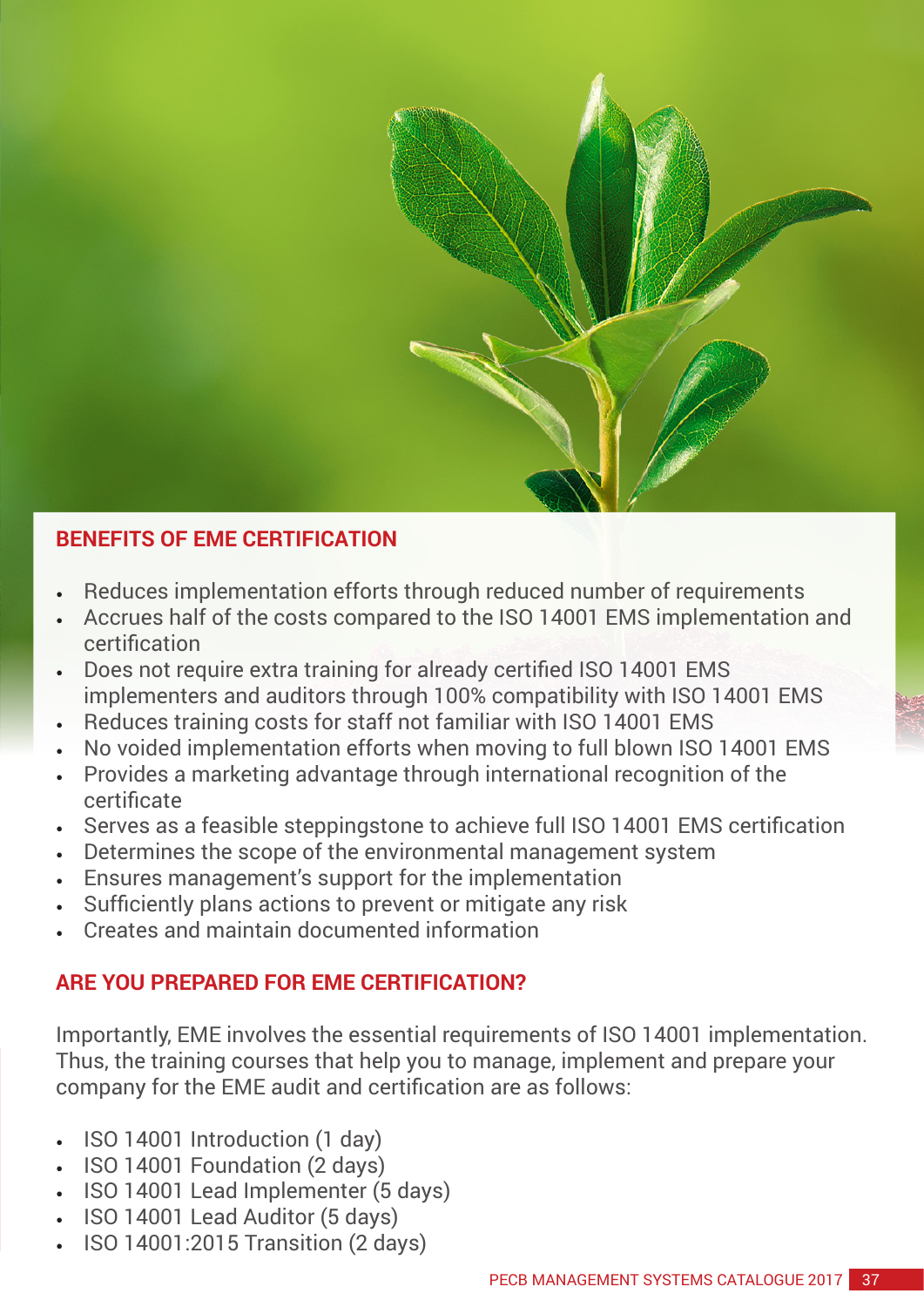## BENEFITS OF EME CERTIFICATION

- Reduces implementation efforts through reduced number of requirements
- Accrues half of the costs compared to the ISO 14001 EMS implementation and certification
- Does not require extra training for already certified ISO 14001 EMS implementers and auditors through 100% compatibility with ISO 14001 EMS
- Reduces training costs for staff not familiar with ISO 14001 EMS
- No voided implementation efforts when moving to full blown ISO 14001 EMS
- Provides a marketing advantage through international recognition of the certificate
- Serves as a feasible steppingstone to achieve full ISO 14001 EMS certification
- Determines the scope of the environmental management system
- Ensures management's support for the implementation
- Sufficiently plans actions to prevent or mitigate any risk
- Creates and maintain documented information

## ARE YOU PREPARED FOR EME CERTIFICATION?

Importantly, EME involves the essential requirements of ISO 14001 implementation. Thus, the training courses that help you to manage, implement and prepare your company for the EME audit and certification are as follows:

- ISO 14001 Introduction (1 day)
- ISO 14001 Foundation (2 days)
- ISO 14001 Lead Implementer (5 days)
- ISO 14001 Lead Auditor (5 days)
- ISO 14001:2015 Transition (2 days)